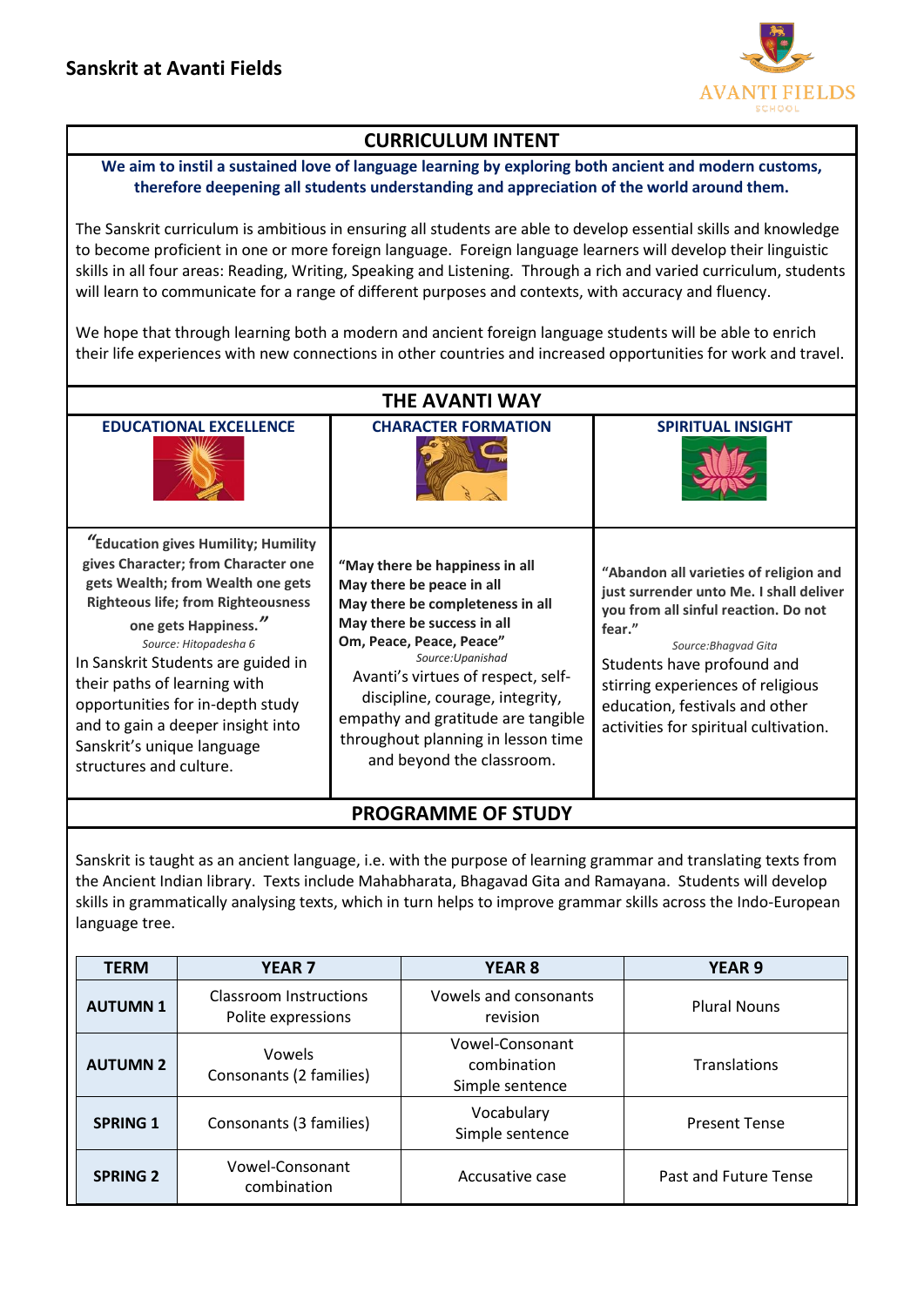# Sanskrit at Avanti Fields

## CURRICULUM INTENT

**We aim to instil a sustained love of language learning by exploring both ancient and modern customs, therefore deepening all students understanding and appreciation of the world around them.**

The Sanskrit curriculum is ambitious in ensuring all students are able to develop essential skills and knowledge to become proficient in one or more foreign language. Foreign language learners will develop their linguistic skills in all four areas: Reading, Writing, Speaking and Listening. Through a rich and varied curriculum, students will learn to communicate for a range of different purposes and contexts, with accuracy and fluency.

We hope that through learning both a modern and ancient foreign language students will be able to enrich their life experiences with new connections in other countries and increased opportunities for work and travel.

## THE AVANTI WAY

### EDUCATIONAL EXCELLENCE

**"Education gives Humility; Humility gives Character; from Character one gets Wealth; from Wealth one gets Righteous life; from Righteousness one gets Happiness."**

*Source: Hitopadesha 6*

In Sanskrit Students are guided in their paths of learning with opportunities for in-depth study and to gain a deeper insight into Sanskrit's unique language structures and culture.

### CHARACTER FORMATION

**"May there be happiness in all
May there be peace in all
May there be completeness in all
May there be success in all
Om, Peace, Peace, Peace"**

*Source:Upanishad*

Avanti's virtues of respect, self-discipline, courage, integrity, empathy and gratitude are tangible throughout planning in lesson time and beyond the classroom.

### SPIRITUAL INSIGHT

**"Abandon all varieties of religion and just surrender unto Me. I shall deliver you from all sinful reaction. Do not fear."**

*Source:Bhagvad Gita*

Students have profound and stirring experiences of religious education, festivals and other activities for spiritual cultivation.

## PROGRAMME OF STUDY

Sanskrit is taught as an ancient language, i.e. with the purpose of learning grammar and translating texts from the Ancient Indian library. Texts include Mahabharata, Bhagavad Gita and Ramayana. Students will develop skills in grammatically analysing texts, which in turn helps to improve grammar skills across the Indo-European language tree.

| TERM | YEAR 7 | YEAR 8 | YEAR 9 |
|---|---|---|---|
| **AUTUMN 1** | Classroom Instructions<br>Polite expressions | Vowels and consonants revision | Plural Nouns |
| **AUTUMN 2** | Vowels<br>Consonants (2 families) | Vowel-Consonant combination<br>Simple sentence | Translations |
| **SPRING 1** | Consonants (3 families) | Vocabulary<br>Simple sentence | Present Tense |
| **SPRING 2** | Vowel-Consonant combination | Accusative case | Past and Future Tense |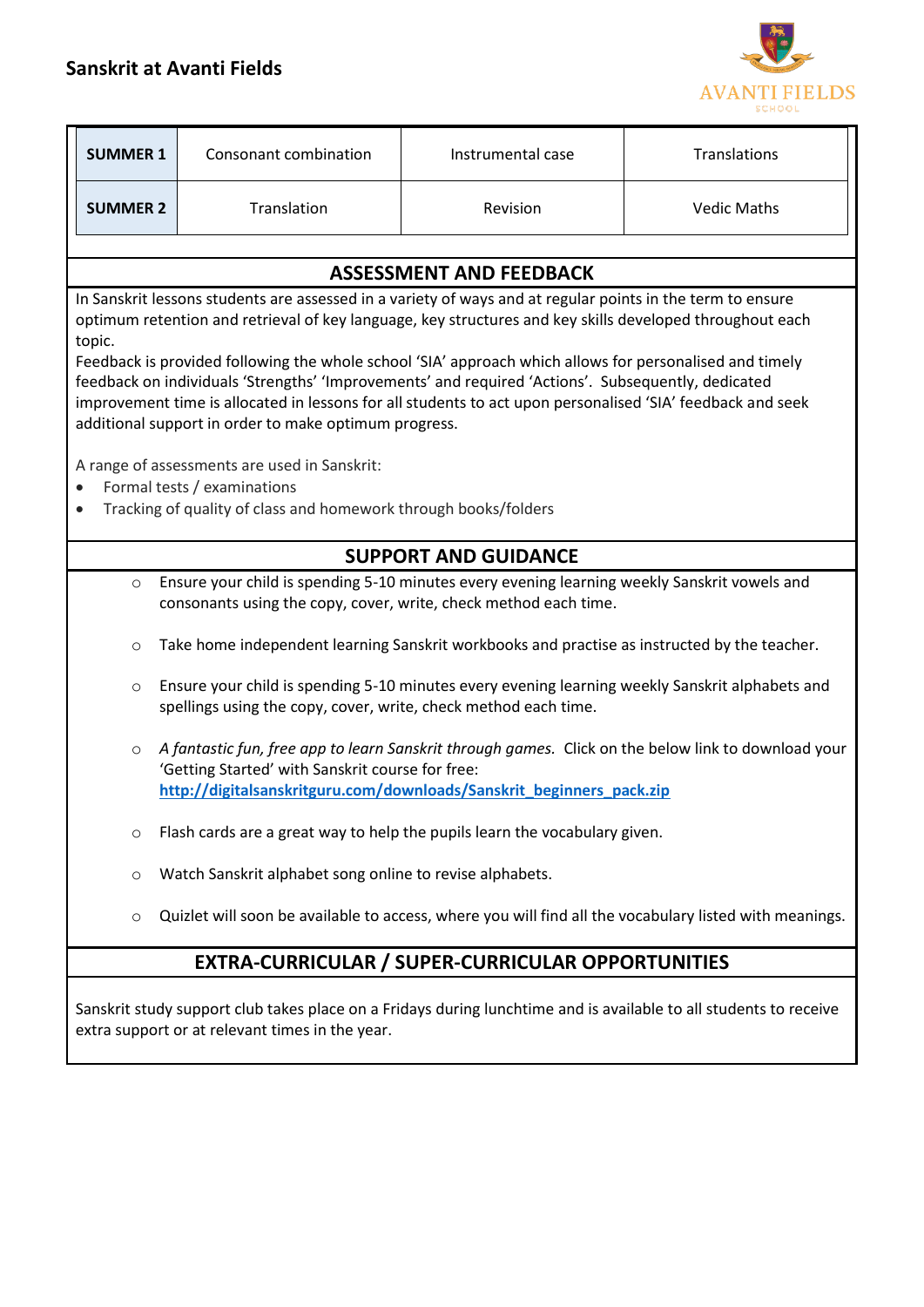## Sanskrit at Avanti Fields

| | | | |
|---|---|---|---|
| **SUMMER 1** | Consonant combination | Instrumental case | Translations |
| **SUMMER 2** | Translation | Revision | Vedic Maths |

## ASSESSMENT AND FEEDBACK

In Sanskrit lessons students are assessed in a variety of ways and at regular points in the term to ensure optimum retention and retrieval of key language, key structures and key skills developed throughout each topic.
Feedback is provided following the whole school 'SIA' approach which allows for personalised and timely feedback on individuals 'Strengths' 'Improvements' and required 'Actions'. Subsequently, dedicated improvement time is allocated in lessons for all students to act upon personalised 'SIA' feedback and seek additional support in order to make optimum progress.

A range of assessments are used in Sanskrit:

- Formal tests / examinations
- Tracking of quality of class and homework through books/folders

## SUPPORT AND GUIDANCE

- Ensure your child is spending 5-10 minutes every evening learning weekly Sanskrit vowels and consonants using the copy, cover, write, check method each time.
- Take home independent learning Sanskrit workbooks and practise as instructed by the teacher.
- Ensure your child is spending 5-10 minutes every evening learning weekly Sanskrit alphabets and spellings using the copy, cover, write, check method each time.
- *A fantastic fun, free app to learn Sanskrit through games.* Click on the below link to download your 'Getting Started' with Sanskrit course for free: **http://digitalsanskritguru.com/downloads/Sanskrit_beginners_pack.zip**
- Flash cards are a great way to help the pupils learn the vocabulary given.
- Watch Sanskrit alphabet song online to revise alphabets.
- Quizlet will soon be available to access, where you will find all the vocabulary listed with meanings.

## EXTRA-CURRICULAR / SUPER-CURRICULAR OPPORTUNITIES

Sanskrit study support club takes place on a Fridays during lunchtime and is available to all students to receive extra support or at relevant times in the year.